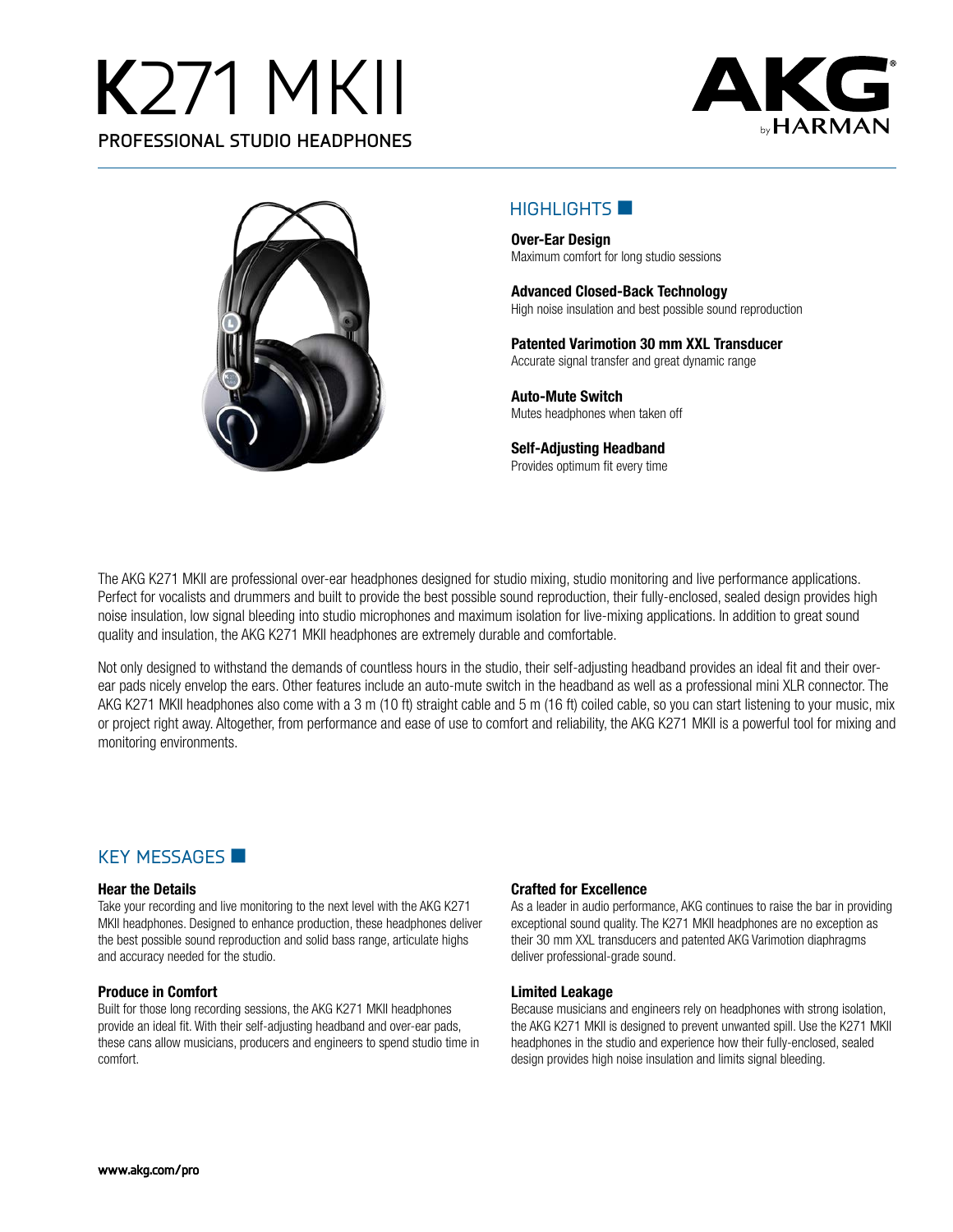# K271 MKII

## PROFESSIONAL STUDIO HEADPHONES

AKG by HARMAN

## HIGHLIGHTS

**Over-Ear Design**
Maximum comfort for long studio sessions

**Advanced Closed-Back Technology**
High noise insulation and best possible sound reproduction

**Patented Varimotion 30 mm XXL Transducer**
Accurate signal transfer and great dynamic range

**Auto-Mute Switch**
Mutes headphones when taken off

**Self-Adjusting Headband**
Provides optimum fit every time

The AKG K271 MKII are professional over-ear headphones designed for studio mixing, studio monitoring and live performance applications. Perfect for vocalists and drummers and built to provide the best possible sound reproduction, their fully-enclosed, sealed design provides high noise insulation, low signal bleeding into studio microphones and maximum isolation for live-mixing applications. In addition to great sound quality and insulation, the AKG K271 MKII headphones are extremely durable and comfortable.

Not only designed to withstand the demands of countless hours in the studio, their self-adjusting headband provides an ideal fit and their over-ear pads nicely envelop the ears. Other features include an auto-mute switch in the headband as well as a professional mini XLR connector. The AKG K271 MKII headphones also come with a 3 m (10 ft) straight cable and 5 m (16 ft) coiled cable, so you can start listening to your music, mix or project right away. Altogether, from performance and ease of use to comfort and reliability, the AKG K271 MKII is a powerful tool for mixing and monitoring environments.

## KEY MESSAGES

### Hear the Details

Take your recording and live monitoring to the next level with the AKG K271 MKII headphones. Designed to enhance production, these headphones deliver the best possible sound reproduction and solid bass range, articulate highs and accuracy needed for the studio.

### Produce in Comfort

Built for those long recording sessions, the AKG K271 MKII headphones provide an ideal fit. With their self-adjusting headband and over-ear pads, these cans allow musicians, producers and engineers to spend studio time in comfort.

### Crafted for Excellence

As a leader in audio performance, AKG continues to raise the bar in providing exceptional sound quality. The K271 MKII headphones are no exception as their 30 mm XXL transducers and patented AKG Varimotion diaphragms deliver professional-grade sound.

### Limited Leakage

Because musicians and engineers rely on headphones with strong isolation, the AKG K271 MKII is designed to prevent unwanted spill. Use the K271 MKII headphones in the studio and experience how their fully-enclosed, sealed design provides high noise insulation and limits signal bleeding.

www.akg.com/pro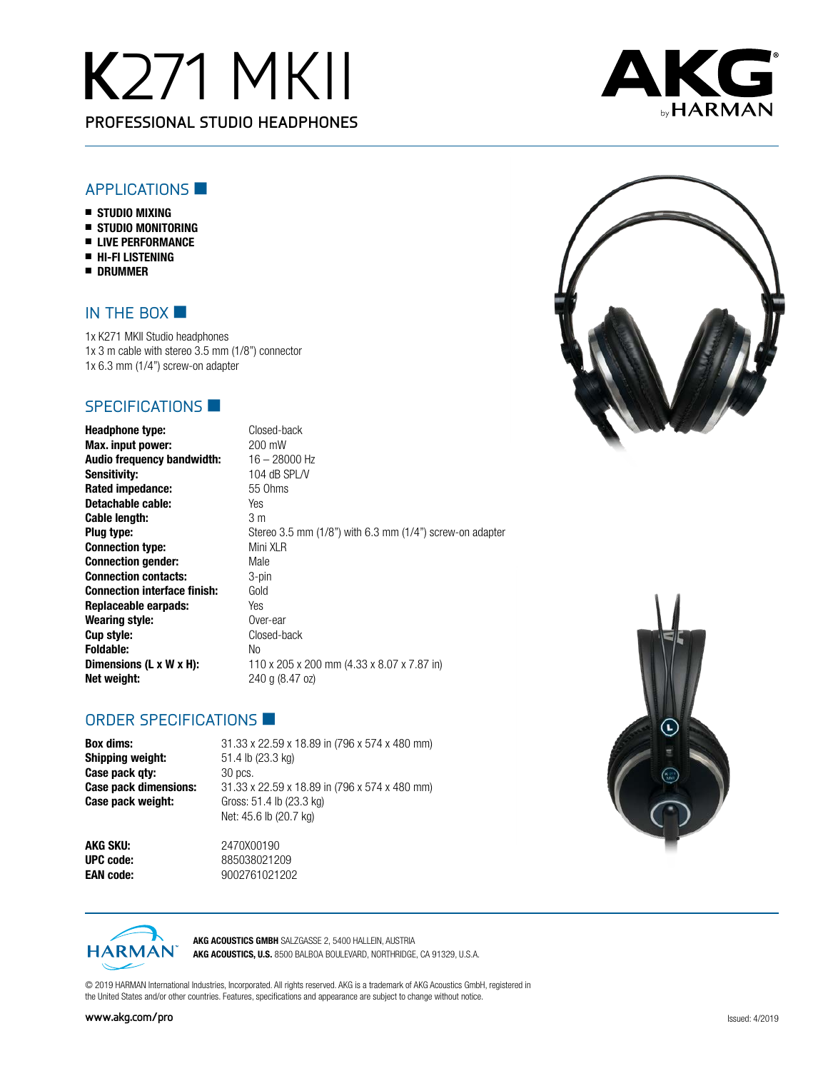# K271 MKII

PROFESSIONAL STUDIO HEADPHONES

AKG by HARMAN

## APPLICATIONS

- STUDIO MIXING
- STUDIO MONITORING
- LIVE PERFORMANCE
- HI-FI LISTENING
- DRUMMER

## IN THE BOX

1x K271 MKII Studio headphones
1x 3 m cable with stereo 3.5 mm (1/8") connector
1x 6.3 mm (1/4") screw-on adapter

## SPECIFICATIONS

| | |
|---|---|
| **Headphone type:** | Closed-back |
| **Max. input power:** | 200 mW |
| **Audio frequency bandwidth:** | 16 – 28000 Hz |
| **Sensitivity:** | 104 dB SPL/V |
| **Rated impedance:** | 55 Ohms |
| **Detachable cable:** | Yes |
| **Cable length:** | 3 m |
| **Plug type:** | Stereo 3.5 mm (1/8") with 6.3 mm (1/4") screw-on adapter |
| **Connection type:** | Mini XLR |
| **Connection gender:** | Male |
| **Connection contacts:** | 3-pin |
| **Connection interface finish:** | Gold |
| **Replaceable earpads:** | Yes |
| **Wearing style:** | Over-ear |
| **Cup style:** | Closed-back |
| **Foldable:** | No |
| **Dimensions (L x W x H):** | 110 x 205 x 200 mm (4.33 x 8.07 x 7.87 in) |
| **Net weight:** | 240 g (8.47 oz) |

## ORDER SPECIFICATIONS

| | |
|---|---|
| **Box dims:** | 31.33 x 22.59 x 18.89 in (796 x 574 x 480 mm) |
| **Shipping weight:** | 51.4 lb (23.3 kg) |
| **Case pack qty:** | 30 pcs. |
| **Case pack dimensions:** | 31.33 x 22.59 x 18.89 in (796 x 574 x 480 mm) |
| **Case pack weight:** | Gross: 51.4 lb (23.3 kg)<br>Net: 45.6 lb (20.7 kg) |

| | |
|---|---|
| **AKG SKU:** | 2470X00190 |
| **UPC code:** | 885038021209 |
| **EAN code:** | 9002761021202 |

HARMAN

**AKG ACOUSTICS GMBH** SALZGASSE 2, 5400 HALLEIN, AUSTRIA
**AKG ACOUSTICS, U.S.** 8500 BALBOA BOULEVARD, NORTHRIDGE, CA 91329, U.S.A.

© 2019 HARMAN International Industries, Incorporated. All rights reserved. AKG is a trademark of AKG Acoustics GmbH, registered in the United States and/or other countries. Features, specifications and appearance are subject to change without notice.

www.akg.com/pro

Issued: 4/2019